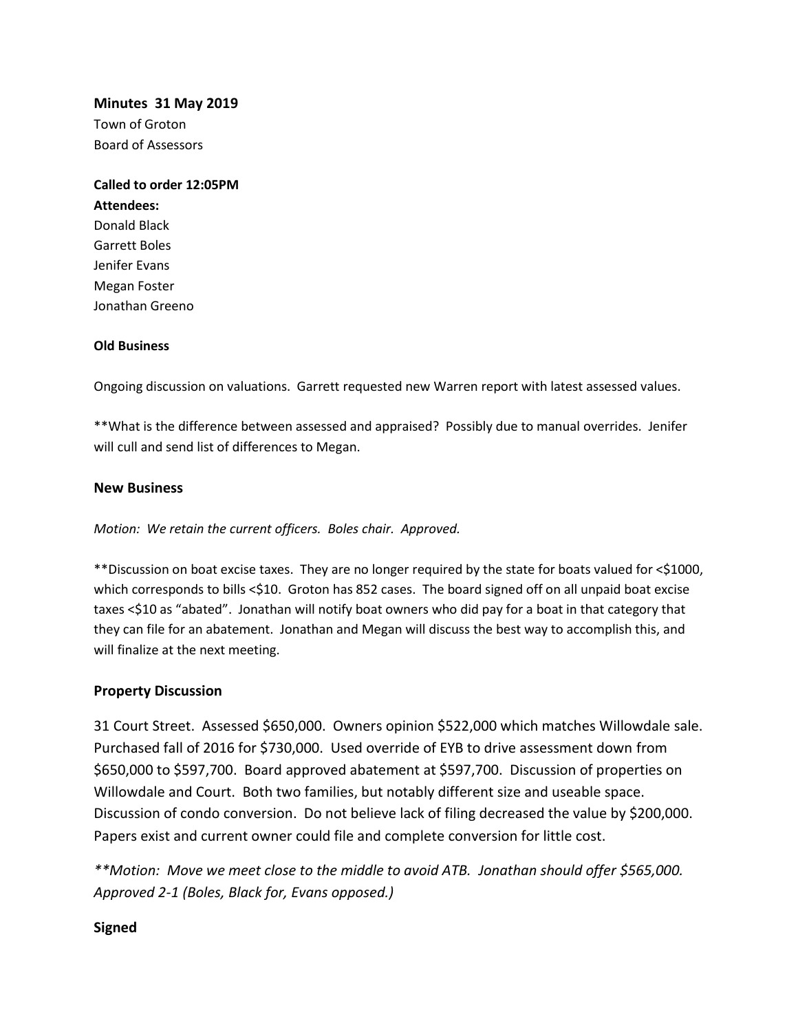**Minutes 31 May 2019**

Town of Groton

Board of Assessors

**Called to order 12:05PM**

**Attendees:**

Donald Black

Garrett Boles

Jenifer Evans

Megan Foster

Jonathan Greeno

### Old Business

Ongoing discussion on valuations. Garrett requested new Warren report with latest assessed values.

**What is the difference between assessed and appraised? Possibly due to manual overrides. Jenifer will cull and send list of differences to Megan.

### New Business

*Motion: We retain the current officers. Boles chair. Approved.*

**Discussion on boat excise taxes. They are no longer required by the state for boats valued for <$1000, which corresponds to bills <$10. Groton has 852 cases. The board signed off on all unpaid boat excise taxes <$10 as "abated". Jonathan will notify boat owners who did pay for a boat in that category that they can file for an abatement. Jonathan and Megan will discuss the best way to accomplish this, and will finalize at the next meeting.

### Property Discussion

31 Court Street. Assessed $650,000. Owners opinion $522,000 which matches Willowdale sale. Purchased fall of 2016 for $730,000. Used override of EYB to drive assessment down from $650,000 to $597,700. Board approved abatement at $597,700. Discussion of properties on Willowdale and Court. Both two families, but notably different size and useable space. Discussion of condo conversion. Do not believe lack of filing decreased the value by $200,000. Papers exist and current owner could file and complete conversion for little cost.

*\*\*Motion: Move we meet close to the middle to avoid ATB. Jonathan should offer $565,000. Approved 2-1 (Boles, Black for, Evans opposed.)*

### Signed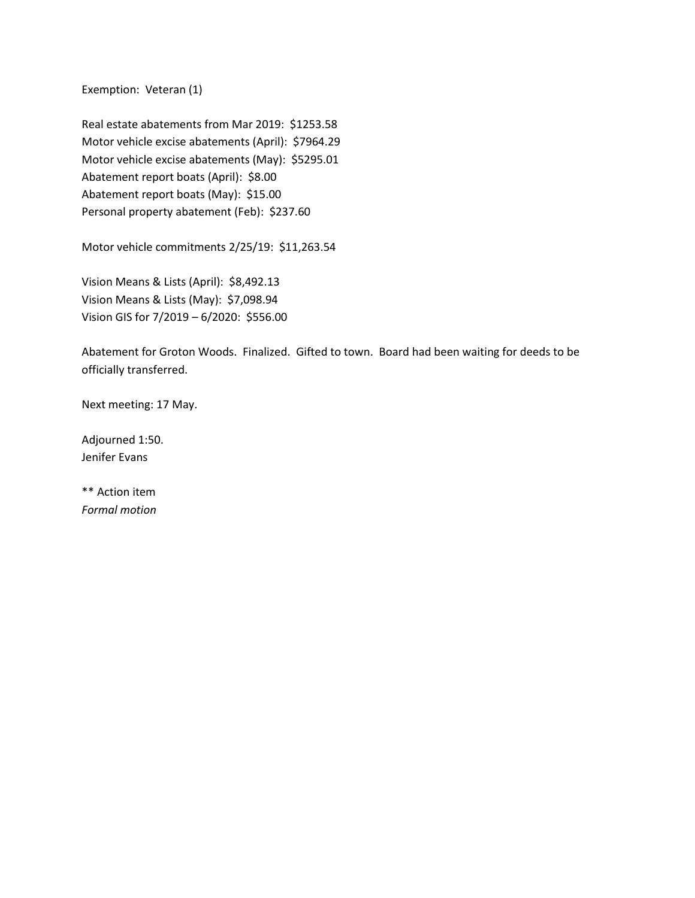Exemption: Veteran (1)

Real estate abatements from Mar 2019: $1253.58
Motor vehicle excise abatements (April): $7964.29
Motor vehicle excise abatements (May): $5295.01
Abatement report boats (April): $8.00
Abatement report boats (May): $15.00
Personal property abatement (Feb): $237.60

Motor vehicle commitments 2/25/19: $11,263.54

Vision Means & Lists (April): $8,492.13
Vision Means & Lists (May): $7,098.94
Vision GIS for 7/2019 – 6/2020: $556.00

Abatement for Groton Woods. Finalized. Gifted to town. Board had been waiting for deeds to be officially transferred.

Next meeting: 17 May.

Adjourned 1:50.
Jenifer Evans

** Action item
*Formal motion*